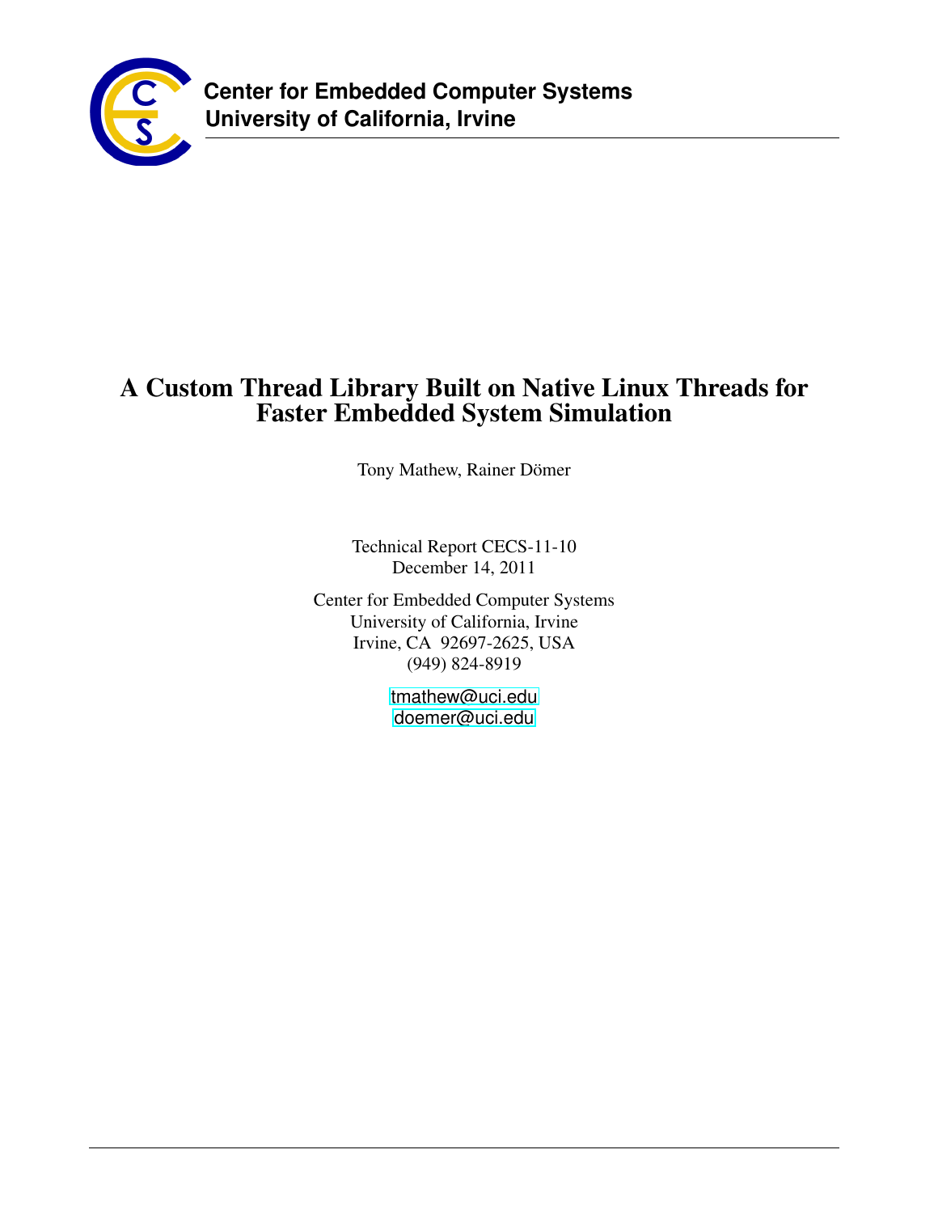**Center for Embedded Computer Systems**
**University of California, Irvine**

# A Custom Thread Library Built on Native Linux Threads for Faster Embedded System Simulation

Tony Mathew, Rainer Dömer

Technical Report CECS-11-10
December 14, 2011

Center for Embedded Computer Systems
University of California, Irvine
Irvine, CA 92697-2625, USA
(949) 824-8919

tmathew@uci.edu
doemer@uci.edu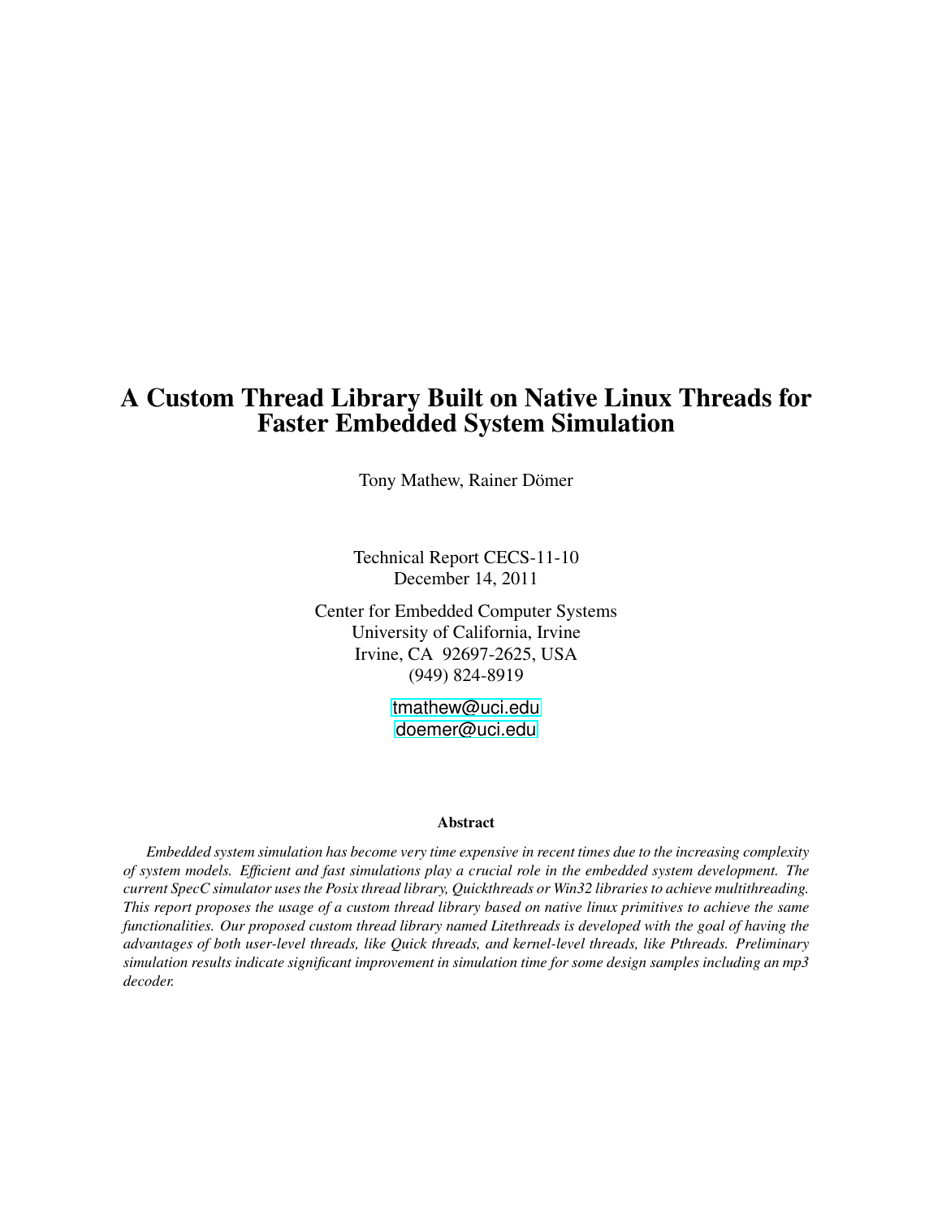# A Custom Thread Library Built on Native Linux Threads for Faster Embedded System Simulation

Tony Mathew, Rainer Dömer

Technical Report CECS-11-10
December 14, 2011

Center for Embedded Computer Systems
University of California, Irvine
Irvine, CA 92697-2625, USA
(949) 824-8919

tmathew@uci.edu
doemer@uci.edu

### Abstract

*Embedded system simulation has become very time expensive in recent times due to the increasing complexity of system models. Efficient and fast simulations play a crucial role in the embedded system development. The current SpecC simulator uses the Posix thread library, Quickthreads or Win32 libraries to achieve multithreading. This report proposes the usage of a custom thread library based on native linux primitives to achieve the same functionalities. Our proposed custom thread library named Litethreads is developed with the goal of having the advantages of both user-level threads, like Quick threads, and kernel-level threads, like Pthreads. Preliminary simulation results indicate significant improvement in simulation time for some design samples including an mp3 decoder.*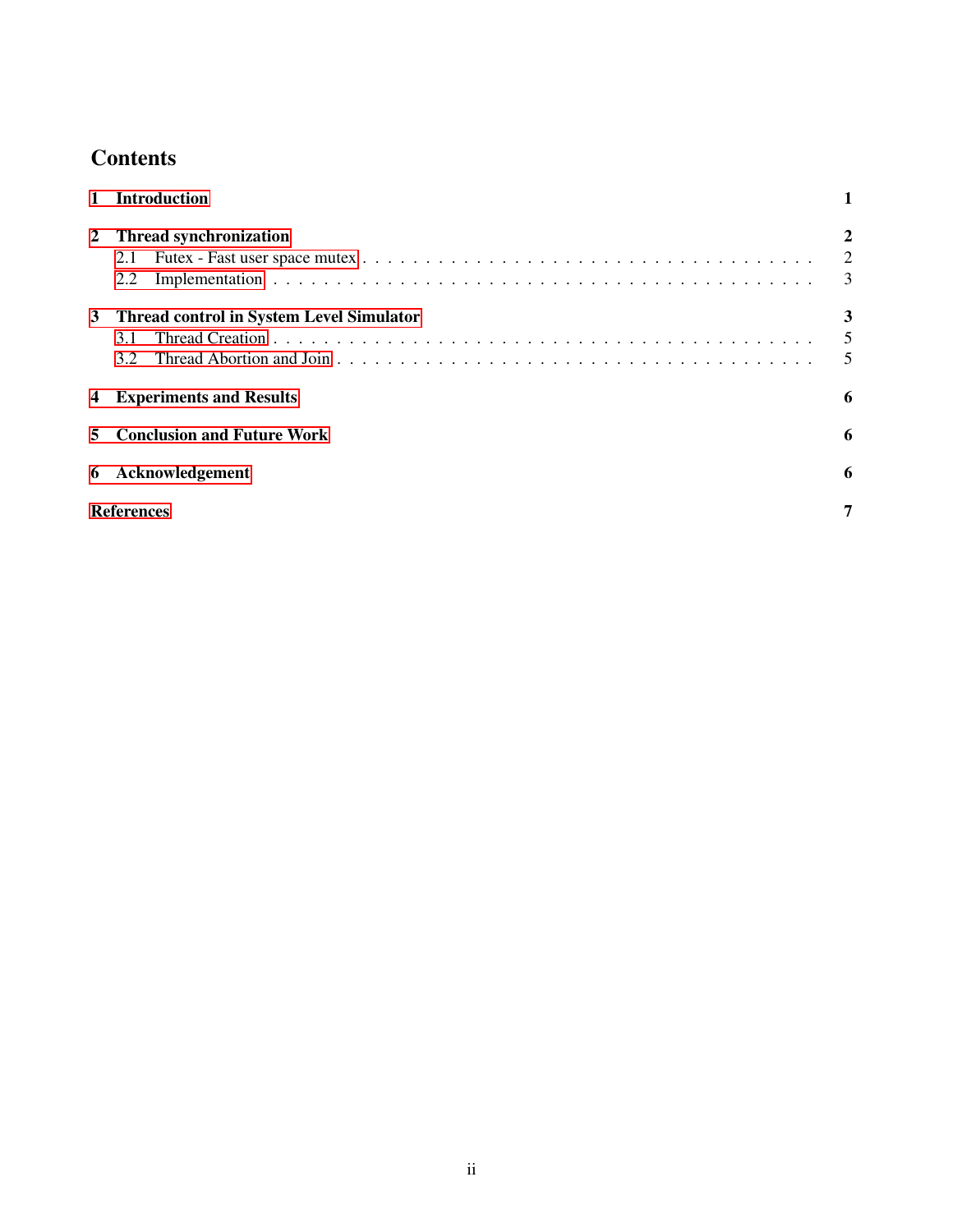# Contents

| | | |
|---|---|---|
| **1** | **Introduction** | **1** |
| **2** | **Thread synchronization** | **2** |
| 2.1 | Futex - Fast user space mutex | 2 |
| 2.2 | Implementation | 3 |
| **3** | **Thread control in System Level Simulator** | **3** |
| 3.1 | Thread Creation | 5 |
| 3.2 | Thread Abortion and Join | 5 |
| **4** | **Experiments and Results** | **6** |
| **5** | **Conclusion and Future Work** | **6** |
| **6** | **Acknowledgement** | **6** |
| | **References** | **7** |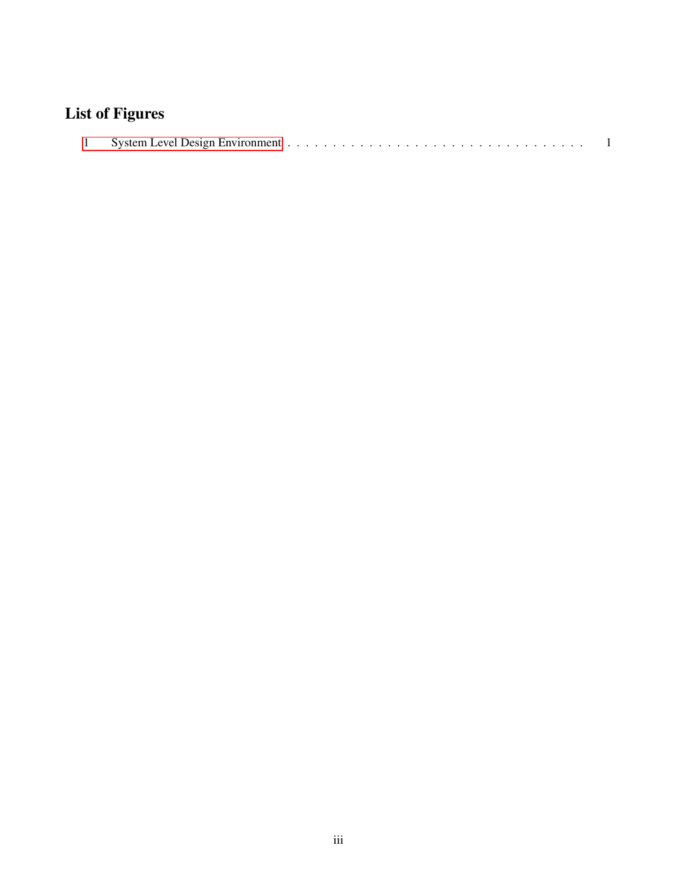# List of Figures

1 System Level Design Environment . . . . . . . . . . . . . . . . . . . . . . . . . . . . . . . . . . 1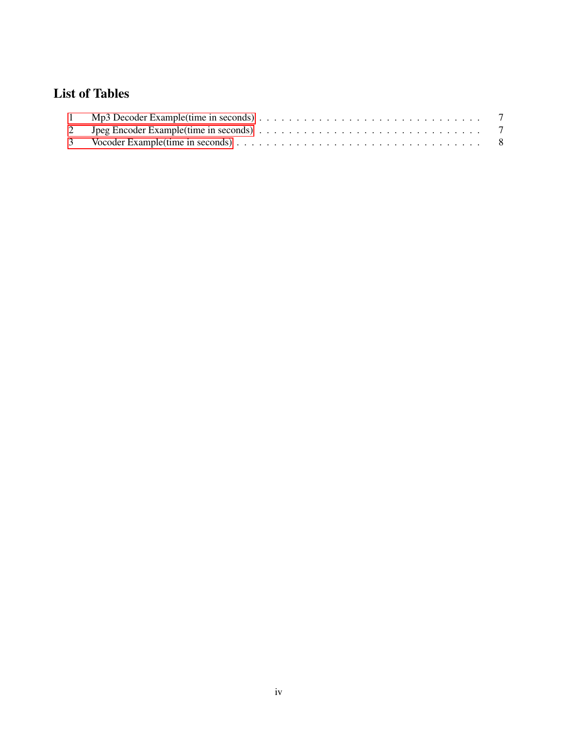# List of Tables

1 Mp3 Decoder Example(time in seconds) . . . . . . . . . . . . . . . . . . . . . . . . . . . . . 7

2 Jpeg Encoder Example(time in seconds) . . . . . . . . . . . . . . . . . . . . . . . . . . . . . 7

3 Vocoder Example(time in seconds) . . . . . . . . . . . . . . . . . . . . . . . . . . . . . . . . 8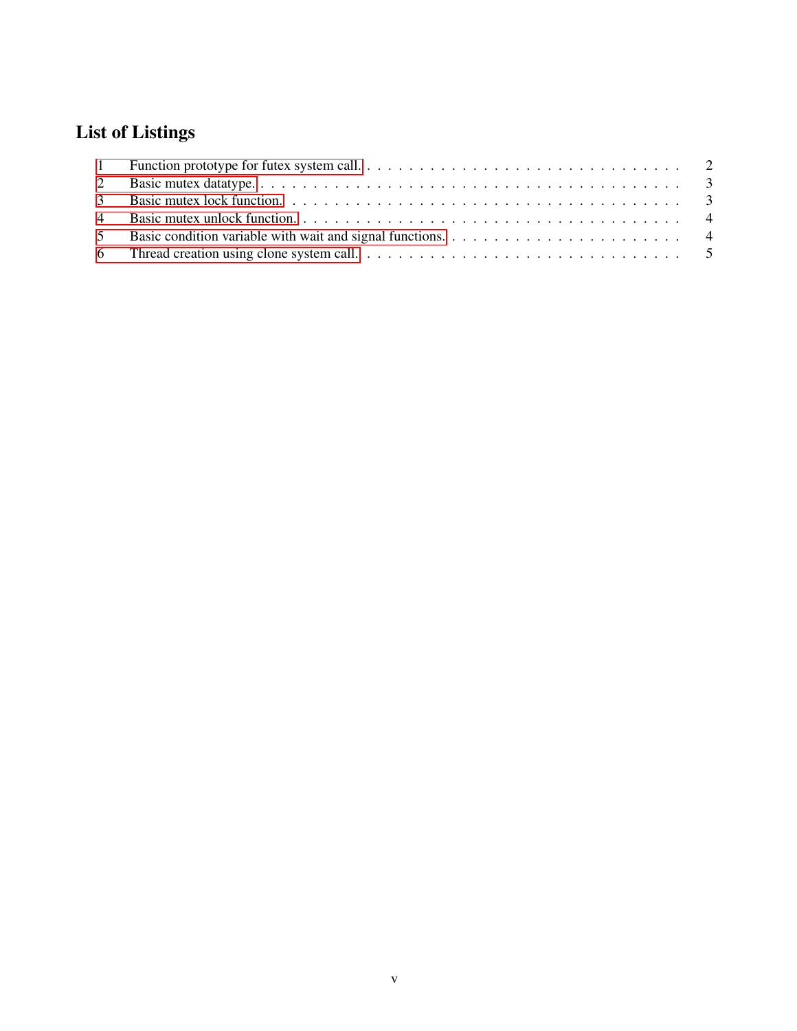## List of Listings

| | | |
|---|---|---|
| 1 | Function prototype for futex system call. | 2 |
| 2 | Basic mutex datatype. | 3 |
| 3 | Basic mutex lock function. | 3 |
| 4 | Basic mutex unlock function. | 4 |
| 5 | Basic condition variable with wait and signal functions. | 4 |
| 6 | Thread creation using clone system call. | 5 |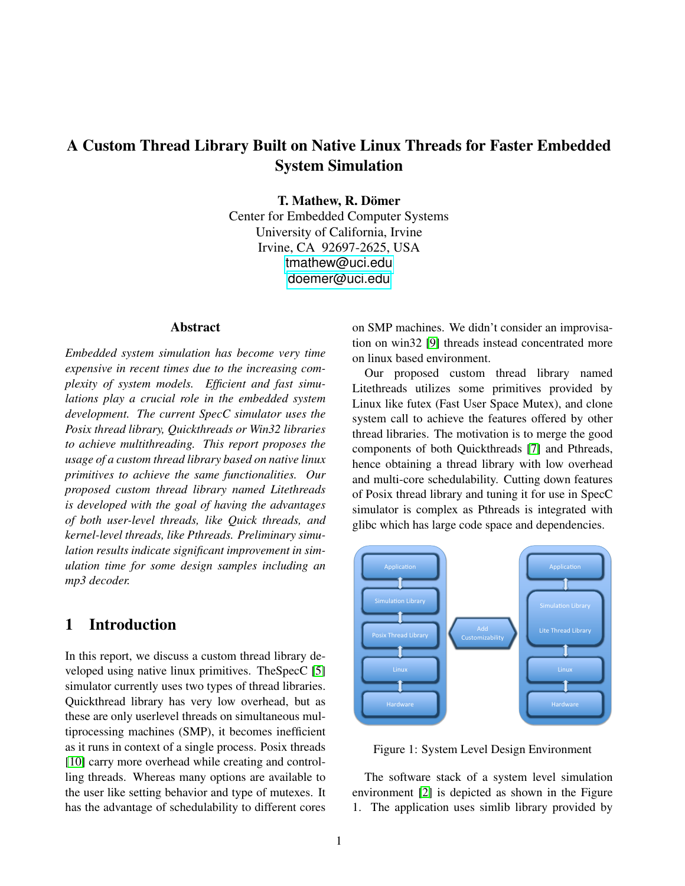# A Custom Thread Library Built on Native Linux Threads for Faster Embedded System Simulation

**T. Mathew, R. Dömer**
Center for Embedded Computer Systems
University of California, Irvine
Irvine, CA 92697-2625, USA
tmathew@uci.edu
doemer@uci.edu

## Abstract

*Embedded system simulation has become very time expensive in recent times due to the increasing complexity of system models. Efficient and fast simulations play a crucial role in the embedded system development. The current SpecC simulator uses the Posix thread library, Quickthreads or Win32 libraries to achieve multithreading. This report proposes the usage of a custom thread library based on native linux primitives to achieve the same functionalities. Our proposed custom thread library named Litethreads is developed with the goal of having the advantages of both user-level threads, like Quick threads, and kernel-level threads, like Pthreads. Preliminary simulation results indicate significant improvement in simulation time for some design samples including an mp3 decoder.*

## 1 Introduction

In this report, we discuss a custom thread library developed using native linux primitives. TheSpecC [5] simulator currently uses two types of thread libraries. Quickthread library has very low overhead, but as these are only userlevel threads on simultaneous multiprocessing machines (SMP), it becomes inefficient as it runs in context of a single process. Posix threads [10] carry more overhead while creating and controlling threads. Whereas many options are available to the user like setting behavior and type of mutexes. It has the advantage of schedulability to different cores on SMP machines. We didn't consider an improvisation on win32 [9] threads instead concentrated more on linux based environment.

Our proposed custom thread library named Litethreads utilizes some primitives provided by Linux like futex (Fast User Space Mutex), and clone system call to achieve the features offered by other thread libraries. The motivation is to merge the good components of both Quickthreads [7] and Pthreads, hence obtaining a thread library with low overhead and multi-core schedulability. Cutting down features of Posix thread library and tuning it for use in SpecC simulator is complex as Pthreads is integrated with glibc which has large code space and dependencies.

Figure 1: System Level Design Environment

The software stack of a system level simulation environment [2] is depicted as shown in the Figure 1. The application uses simlib library provided by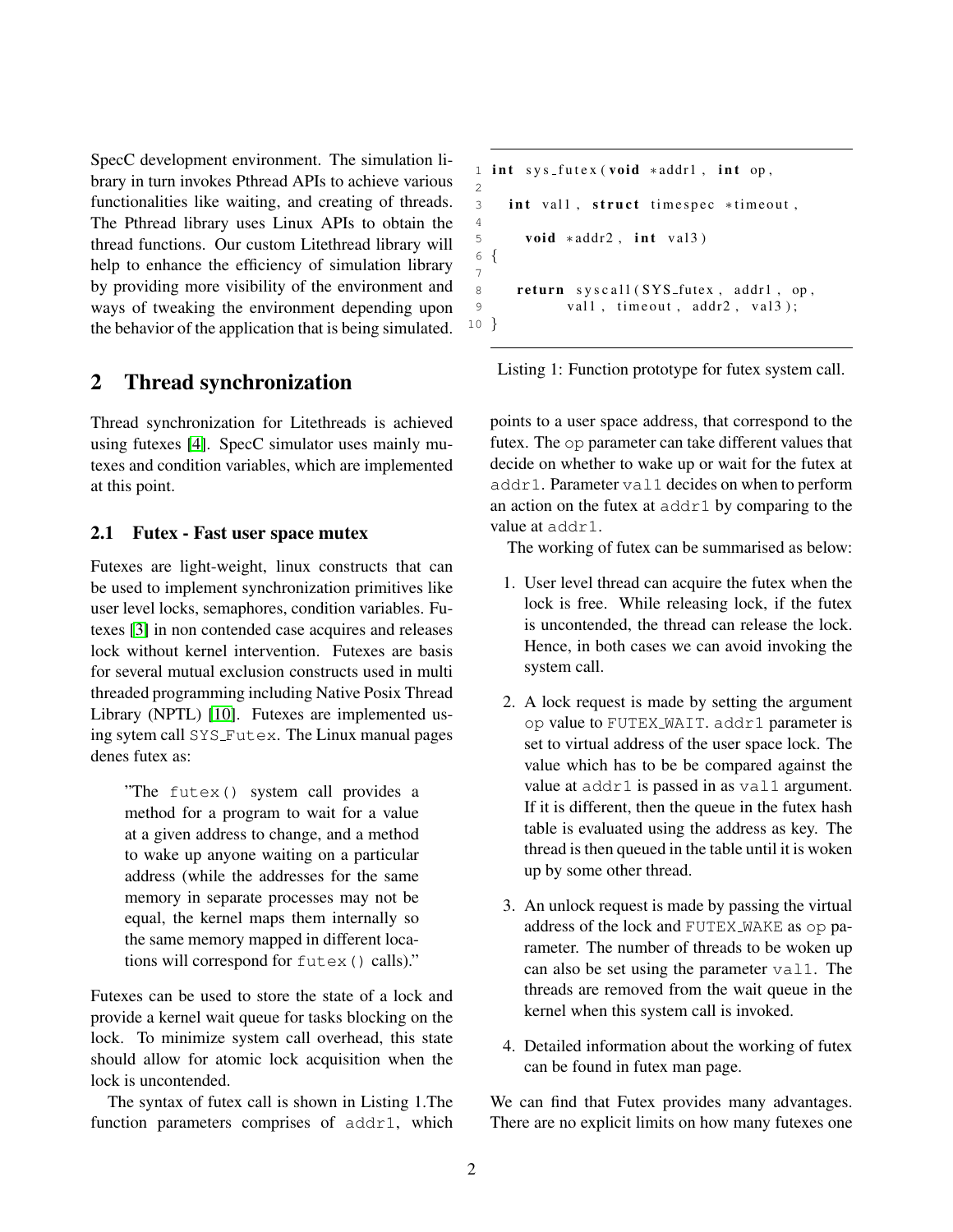SpecC development environment. The simulation library in turn invokes Pthread APIs to achieve various functionalities like waiting, and creating of threads. The Pthread library uses Linux APIs to obtain the thread functions. Our custom Litethread library will help to enhance the efficiency of simulation library by providing more visibility of the environment and ways of tweaking the environment depending upon the behavior of the application that is being simulated.

## 2 Thread synchronization

Thread synchronization for Litethreads is achieved using futexes [4]. SpecC simulator uses mainly mutexes and condition variables, which are implemented at this point.

### 2.1 Futex - Fast user space mutex

Futexes are light-weight, linux constructs that can be used to implement synchronization primitives like user level locks, semaphores, condition variables. Futexes [3] in non contended case acquires and releases lock without kernel intervention. Futexes are basis for several mutual exclusion constructs used in multi threaded programming including Native Posix Thread Library (NPTL) [10]. Futexes are implemented using sytem call `SYS_Futex`. The Linux manual pages denes futex as:

> "The `futex()` system call provides a method for a program to wait for a value at a given address to change, and a method to wake up anyone waiting on a particular address (while the addresses for the same memory in separate processes may not be equal, the kernel maps them internally so the same memory mapped in different locations will correspond for `futex()` calls)."

Futexes can be used to store the state of a lock and provide a kernel wait queue for tasks blocking on the lock. To minimize system call overhead, this state should allow for atomic lock acquisition when the lock is uncontended.

The syntax of futex call is shown in Listing 1.The function parameters comprises of `addr1`, which points to a user space address, that correspond to the futex. The `op` parameter can take different values that decide on whether to wake up or wait for the futex at `addr1`. Parameter `val1` decides on when to perform an action on the futex at `addr1` by comparing to the value at `addr1`.

```
int sys_futex(void *addr1, int op,

  int val1, struct timespec *timeout,

    void *addr2, int val3)
{

   return syscall(SYS_futex, addr1, op,
          val1, timeout, addr2, val3);
}
```

Listing 1: Function prototype for futex system call.

The working of futex can be summarised as below:

1. User level thread can acquire the futex when the lock is free. While releasing lock, if the futex is uncontended, the thread can release the lock. Hence, in both cases we can avoid invoking the system call.
2. A lock request is made by setting the argument `op` value to `FUTEX_WAIT`. `addr1` parameter is set to virtual address of the user space lock. The value which has to be be compared against the value at `addr1` is passed in as `val1` argument. If it is different, then the queue in the futex hash table is evaluated using the address as key. The thread is then queued in the table until it is woken up by some other thread.
3. An unlock request is made by passing the virtual address of the lock and `FUTEX_WAKE` as `op` parameter. The number of threads to be woken up can also be set using the parameter `val1`. The threads are removed from the wait queue in the kernel when this system call is invoked.
4. Detailed information about the working of futex can be found in futex man page.

We can find that Futex provides many advantages. There are no explicit limits on how many futexes one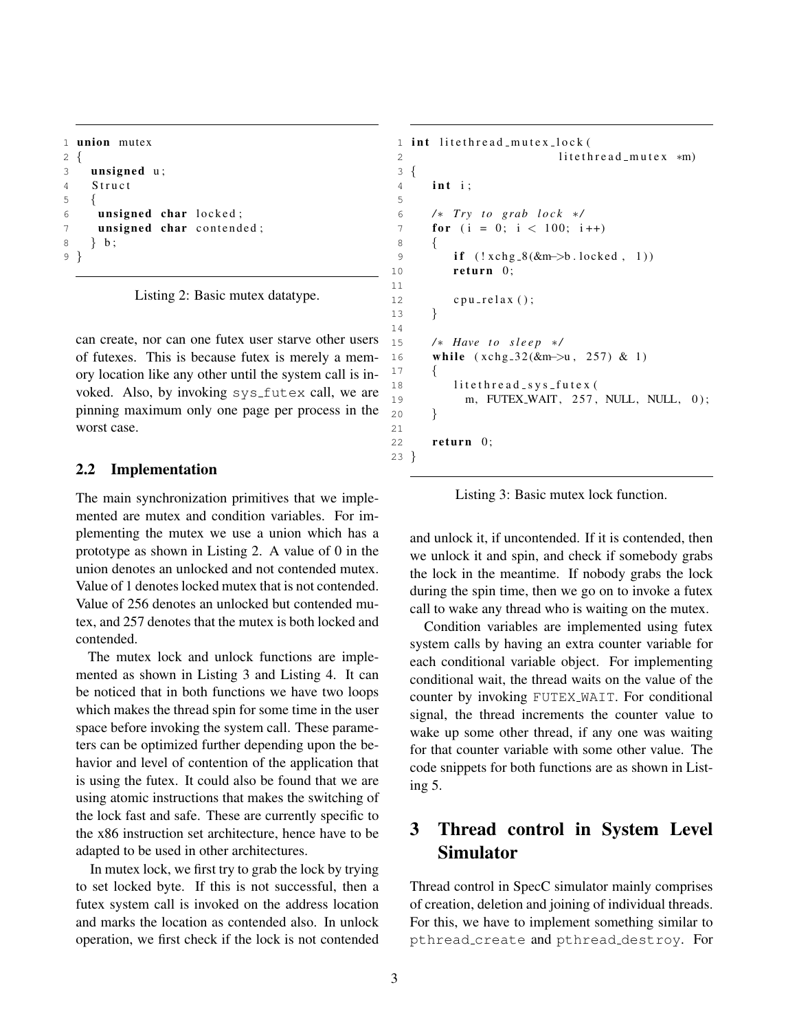```
union mutex
{
  unsigned u;
  Struct
  {
   unsigned char locked;
   unsigned char contended;
  } b;
}
```

Listing 2: Basic mutex datatype.

can create, nor can one futex user starve other users of futexes. This is because futex is merely a memory location like any other until the system call is invoked. Also, by invoking `sys_futex` call, we are pinning maximum only one page per process in the worst case.

## 2.2 Implementation

The main synchronization primitives that we implemented are mutex and condition variables. For implementing the mutex we use a union which has a prototype as shown in Listing 2. A value of 0 in the union denotes an unlocked and not contended mutex. Value of 1 denotes locked mutex that is not contended. Value of 256 denotes an unlocked but contended mutex, and 257 denotes that the mutex is both locked and contended.

The mutex lock and unlock functions are implemented as shown in Listing 3 and Listing 4. It can be noticed that in both functions we have two loops which makes the thread spin for some time in the user space before invoking the system call. These parameters can be optimized further depending upon the behavior and level of contention of the application that is using the futex. It could also be found that we are using atomic instructions that makes the switching of the lock fast and safe. These are currently specific to the x86 instruction set architecture, hence have to be adapted to be used in other architectures.

In mutex lock, we first try to grab the lock by trying to set locked byte. If this is not successful, then a futex system call is invoked on the address location and marks the location as contended also. In unlock operation, we first check if the lock is not contended and unlock it, if uncontended. If it is contended, then we unlock it and spin, and check if somebody grabs the lock in the meantime. If nobody grabs the lock during the spin time, then we go on to invoke a futex call to wake any thread who is waiting on the mutex.

```
int litethread_mutex_lock(
                    litethread_mutex *m)
{
   int i;

   /* Try to grab lock */
   for (i = 0; i < 100; i++)
   {
      if (!xchg_8(&m->b.locked, 1))
      return 0;

      cpu_relax();
   }

   /* Have to sleep */
   while (xchg_32(&m->u, 257) & 1)
   {
      litethread_sys_futex(
        m, FUTEX_WAIT, 257, NULL, NULL, 0);
   }

   return 0;
}
```

Listing 3: Basic mutex lock function.

Condition variables are implemented using futex system calls by having an extra counter variable for each conditional variable object. For implementing conditional wait, the thread waits on the value of the counter by invoking `FUTEX_WAIT`. For conditional signal, the thread increments the counter value to wake up some other thread, if any one was waiting for that counter variable with some other value. The code snippets for both functions are as shown in Listing 5.

# 3 Thread control in System Level Simulator

Thread control in SpecC simulator mainly comprises of creation, deletion and joining of individual threads. For this, we have to implement something similar to `pthread_create` and `pthread_destroy`. For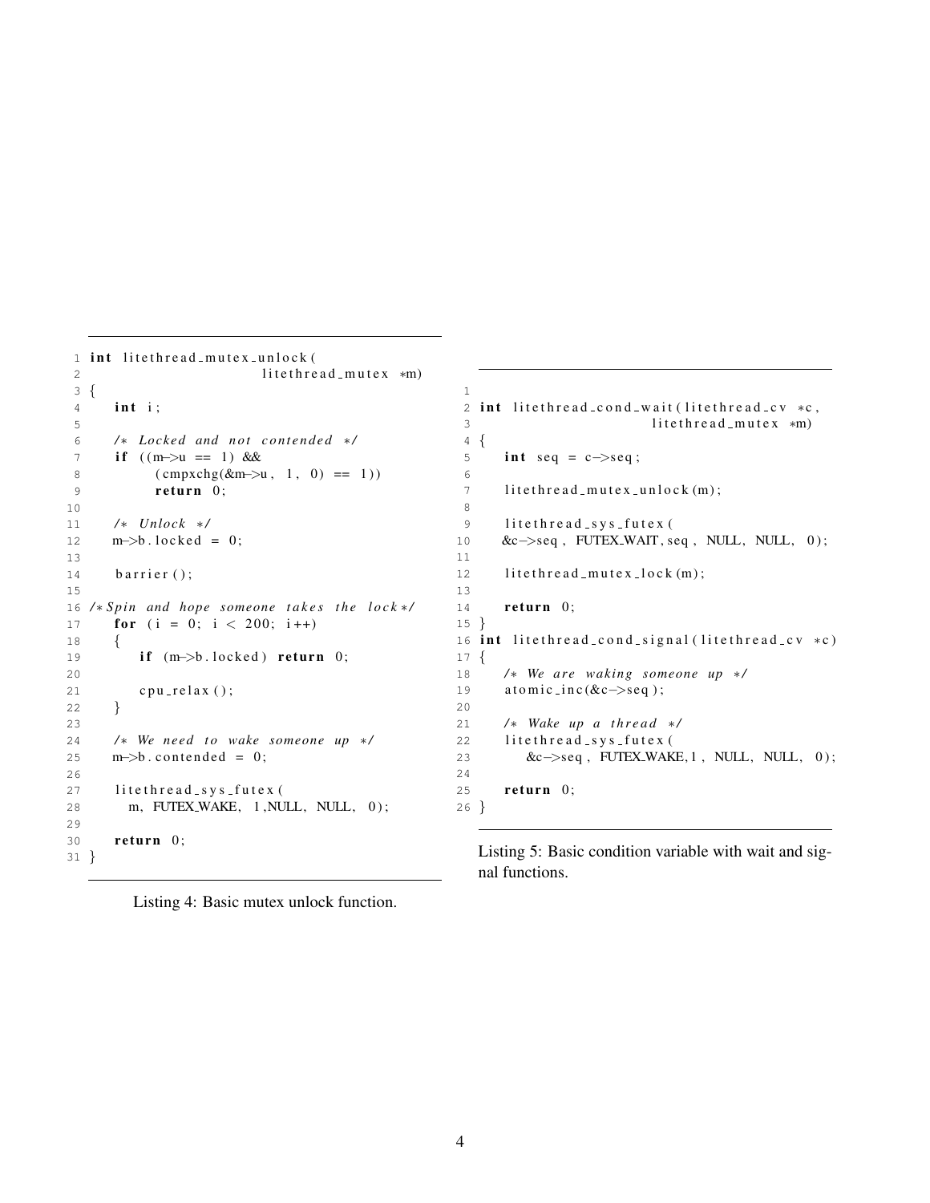```c
int litethread_mutex_unlock(
                        litethread_mutex *m)
{
    int i;

    /* Locked and not contended */
    if ((m->u == 1) &&
          (cmpxchg(&m->u, 1, 0) == 1))
          return 0;

    /* Unlock */
    m->b.locked = 0;

    barrier();

/*Spin and hope someone takes the lock*/
    for (i = 0; i < 200; i++)
    {
        if (m->b.locked) return 0;

        cpu_relax();
    }

    /* We need to wake someone up */
    m->b.contended = 0;

    litethread_sys_futex(
      m, FUTEX_WAKE, 1,NULL, NULL, 0);

    return 0;
}
```

Listing 4: Basic mutex unlock function.

```c

int litethread_cond_wait(litethread_cv *c,
                    litethread_mutex *m)
{
    int seq = c->seq;

    litethread_mutex_unlock(m);

    litethread_sys_futex(
    &c->seq, FUTEX_WAIT, seq, NULL, NULL, 0);

    litethread_mutex_lock(m);

    return 0;
}
int litethread_cond_signal(litethread_cv *c)
{
    /* We are waking someone up */
    atomic_inc(&c->seq);

    /* Wake up a thread */
    litethread_sys_futex(
        &c->seq, FUTEX_WAKE,1, NULL, NULL, 0);

    return 0;
}
```

Listing 5: Basic condition variable with wait and signal functions.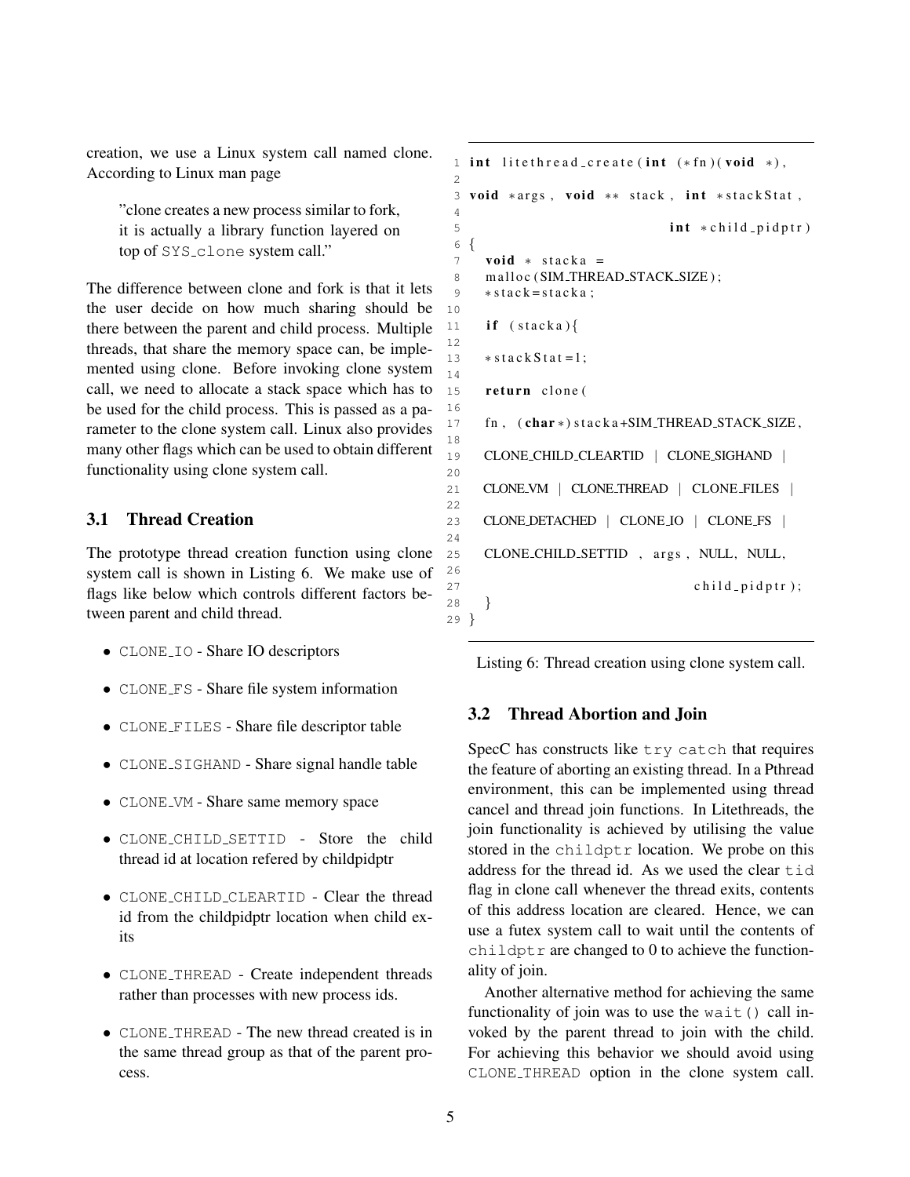creation, we use a Linux system call named clone. According to Linux man page

> "clone creates a new process similar to fork, it is actually a library function layered on top of SYS_clone system call."

The difference between clone and fork is that it lets the user decide on how much sharing should be there between the parent and child process. Multiple threads, that share the memory space can, be implemented using clone. Before invoking clone system call, we need to allocate a stack space which has to be used for the child process. This is passed as a parameter to the clone system call. Linux also provides many other flags which can be used to obtain different functionality using clone system call.

## 3.1 Thread Creation

The prototype thread creation function using clone system call is shown in Listing 6. We make use of flags like below which controls different factors between parent and child thread.

- CLONE_IO - Share IO descriptors
- CLONE_FS - Share file system information
- CLONE_FILES - Share file descriptor table
- CLONE_SIGHAND - Share signal handle table
- CLONE_VM - Share same memory space
- CLONE_CHILD_SETTID - Store the child thread id at location refered by childpidptr
- CLONE_CHILD_CLEARTID - Clear the thread id from the childpidptr location when child exits
- CLONE_THREAD - Create independent threads rather than processes with new process ids.
- CLONE_THREAD - The new thread created is in the same thread group as that of the parent process.

```
1  int litethread_create(int (*fn)(void *),
2
3  void *args, void ** stack, int *stackStat,
4
5                              int *child_pidptr)
6  {
7    void * stacka =
8    malloc(SIM_THREAD_STACK_SIZE);
9    *stack=stacka;
10
11   if (stacka){
12
13   *stackStat=1;
14
15   return clone(
16
17   fn, (char*)stacka+SIM_THREAD_STACK_SIZE,
18
19   CLONE_CHILD_CLEARTID | CLONE_SIGHAND |
20
21   CLONE_VM | CLONE_THREAD | CLONE_FILES |
22
23   CLONE_DETACHED | CLONE_IO | CLONE_FS |
24
25   CLONE_CHILD_SETTID , args, NULL, NULL,
26
27                                child_pidptr);
28   }
29 }
```

Listing 6: Thread creation using clone system call.

## 3.2 Thread Abortion and Join

SpecC has constructs like `try catch` that requires the feature of aborting an existing thread. In a Pthread environment, this can be implemented using thread cancel and thread join functions. In Litethreads, the join functionality is achieved by utilising the value stored in the `childptr` location. We probe on this address for the thread id. As we used the clear `tid` flag in clone call whenever the thread exits, contents of this address location are cleared. Hence, we can use a futex system call to wait until the contents of `childptr` are changed to 0 to achieve the functionality of join.

Another alternative method for achieving the same functionality of join was to use the `wait()` call invoked by the parent thread to join with the child. For achieving this behavior we should avoid using `CLONE_THREAD` option in the clone system call.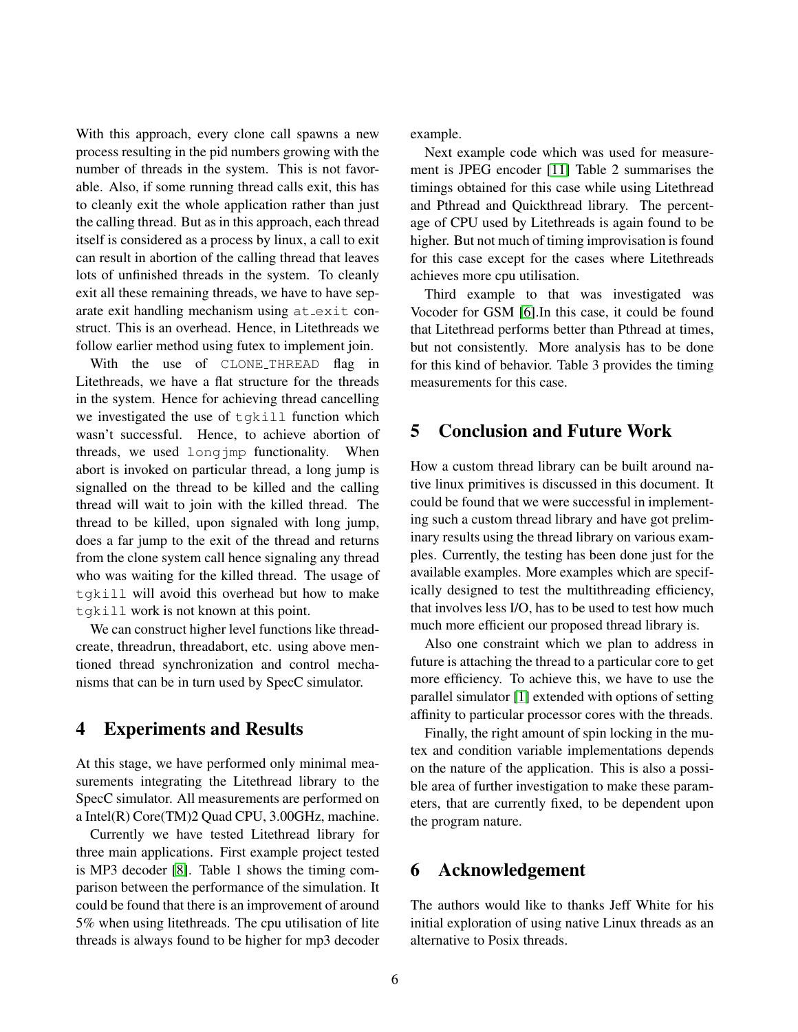With this approach, every clone call spawns a new process resulting in the pid numbers growing with the number of threads in the system. This is not favorable. Also, if some running thread calls exit, this has to cleanly exit the whole application rather than just the calling thread. But as in this approach, each thread itself is considered as a process by linux, a call to exit can result in abortion of the calling thread that leaves lots of unfinished threads in the system. To cleanly exit all these remaining threads, we have to have separate exit handling mechanism using `at_exit` construct. This is an overhead. Hence, in Litethreads we follow earlier method using futex to implement join.

With the use of `CLONE_THREAD` flag in Litethreads, we have a flat structure for the threads in the system. Hence for achieving thread cancelling we investigated the use of `tgkill` function which wasn't successful. Hence, to achieve abortion of threads, we used `longjmp` functionality. When abort is invoked on particular thread, a long jump is signalled on the thread to be killed and the calling thread will wait to join with the killed thread. The thread to be killed, upon signaled with long jump, does a far jump to the exit of the thread and returns from the clone system call hence signaling any thread who was waiting for the killed thread. The usage of `tgkill` will avoid this overhead but how to make `tgkill` work is not known at this point.

We can construct higher level functions like threadcreate, threadrun, threadabort, etc. using above mentioned thread synchronization and control mechanisms that can be in turn used by SpecC simulator.

## 4 Experiments and Results

At this stage, we have performed only minimal measurements integrating the Litethread library to the SpecC simulator. All measurements are performed on a Intel(R) Core(TM)2 Quad CPU, 3.00GHz, machine.

Currently we have tested Litethread library for three main applications. First example project tested is MP3 decoder [8]. Table 1 shows the timing comparison between the performance of the simulation. It could be found that there is an improvement of around 5% when using litethreads. The cpu utilisation of lite threads is always found to be higher for mp3 decoder example.

Next example code which was used for measurement is JPEG encoder [11] Table 2 summarises the timings obtained for this case while using Litethread and Pthread and Quickthread library. The percentage of CPU used by Litethreads is again found to be higher. But not much of timing improvisation is found for this case except for the cases where Litethreads achieves more cpu utilisation.

Third example to that was investigated was Vocoder for GSM [6].In this case, it could be found that Litethread performs better than Pthread at times, but not consistently. More analysis has to be done for this kind of behavior. Table 3 provides the timing measurements for this case.

## 5 Conclusion and Future Work

How a custom thread library can be built around native linux primitives is discussed in this document. It could be found that we were successful in implementing such a custom thread library and have got preliminary results using the thread library on various examples. Currently, the testing has been done just for the available examples. More examples which are specifically designed to test the multithreading efficiency, that involves less I/O, has to be used to test how much much more efficient our proposed thread library is.

Also one constraint which we plan to address in future is attaching the thread to a particular core to get more efficiency. To achieve this, we have to use the parallel simulator [1] extended with options of setting affinity to particular processor cores with the threads.

Finally, the right amount of spin locking in the mutex and condition variable implementations depends on the nature of the application. This is also a possible area of further investigation to make these parameters, that are currently fixed, to be dependent upon the program nature.

## 6 Acknowledgement

The authors would like to thanks Jeff White for his initial exploration of using native Linux threads as an alternative to Posix threads.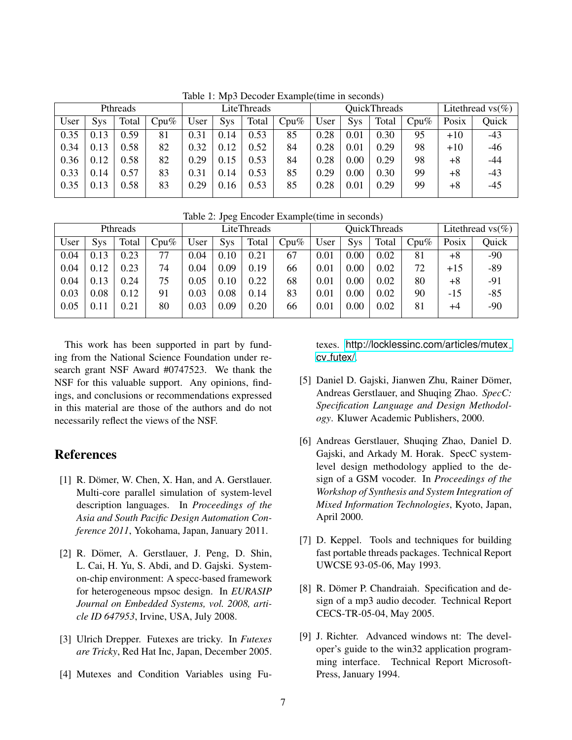Table 1: Mp3 Decoder Example(time in seconds)

| Pthreads | | | | LiteThreads | | | | QuickThreads | | | | Litethread vs(%) | |
|---|---|---|---|---|---|---|---|---|---|---|---|---|---|
| User | Sys | Total | Cpu% | User | Sys | Total | Cpu% | User | Sys | Total | Cpu% | Posix | Quick |
| 0.35 | 0.13 | 0.59 | 81 | 0.31 | 0.14 | 0.53 | 85 | 0.28 | 0.01 | 0.30 | 95 | +10 | -43 |
| 0.34 | 0.13 | 0.58 | 82 | 0.32 | 0.12 | 0.52 | 84 | 0.28 | 0.01 | 0.29 | 98 | +10 | -46 |
| 0.36 | 0.12 | 0.58 | 82 | 0.29 | 0.15 | 0.53 | 84 | 0.28 | 0.00 | 0.29 | 98 | +8 | -44 |
| 0.33 | 0.14 | 0.57 | 83 | 0.31 | 0.14 | 0.53 | 85 | 0.29 | 0.00 | 0.30 | 99 | +8 | -43 |
| 0.35 | 0.13 | 0.58 | 83 | 0.29 | 0.16 | 0.53 | 85 | 0.28 | 0.01 | 0.29 | 99 | +8 | -45 |

Table 2: Jpeg Encoder Example(time in seconds)

| Pthreads | | | | LiteThreads | | | | QuickThreads | | | | Litethread vs(%) | |
|---|---|---|---|---|---|---|---|---|---|---|---|---|---|
| User | Sys | Total | Cpu% | User | Sys | Total | Cpu% | User | Sys | Total | Cpu% | Posix | Quick |
| 0.04 | 0.13 | 0.23 | 77 | 0.04 | 0.10 | 0.21 | 67 | 0.01 | 0.00 | 0.02 | 81 | +8 | -90 |
| 0.04 | 0.12 | 0.23 | 74 | 0.04 | 0.09 | 0.19 | 66 | 0.01 | 0.00 | 0.02 | 72 | +15 | -89 |
| 0.04 | 0.13 | 0.24 | 75 | 0.05 | 0.10 | 0.22 | 68 | 0.01 | 0.00 | 0.02 | 80 | +8 | -91 |
| 0.03 | 0.08 | 0.12 | 91 | 0.03 | 0.08 | 0.14 | 83 | 0.01 | 0.00 | 0.02 | 90 | -15 | -85 |
| 0.05 | 0.11 | 0.21 | 80 | 0.03 | 0.09 | 0.20 | 66 | 0.01 | 0.00 | 0.02 | 81 | +4 | -90 |

This work has been supported in part by funding from the National Science Foundation under research grant NSF Award #0747523. We thank the NSF for this valuable support. Any opinions, findings, and conclusions or recommendations expressed in this material are those of the authors and do not necessarily reflect the views of the NSF.

## References

[1] R. Dömer, W. Chen, X. Han, and A. Gerstlauer. Multi-core parallel simulation of system-level description languages. In *Proceedings of the Asia and South Pacific Design Automation Conference 2011*, Yokohama, Japan, January 2011.

[2] R. Dömer, A. Gerstlauer, J. Peng, D. Shin, L. Cai, H. Yu, S. Abdi, and D. Gajski. System-on-chip environment: A specc-based framework for heterogeneous mpsoc design. In *EURASIP Journal on Embedded Systems, vol. 2008, article ID 647953*, Irvine, USA, July 2008.

[3] Ulrich Drepper. Futexes are tricky. In *Futexes are Tricky*, Red Hat Inc, Japan, December 2005.

[4] Mutexes and Condition Variables using Futexes. http://locklessinc.com/articles/mutex_cv_futex/.

[5] Daniel D. Gajski, Jianwen Zhu, Rainer Dömer, Andreas Gerstlauer, and Shuqing Zhao. *SpecC: Specification Language and Design Methodology*. Kluwer Academic Publishers, 2000.

[6] Andreas Gerstlauer, Shuqing Zhao, Daniel D. Gajski, and Arkady M. Horak. SpecC system-level design methodology applied to the design of a GSM vocoder. In *Proceedings of the Workshop of Synthesis and System Integration of Mixed Information Technologies*, Kyoto, Japan, April 2000.

[7] D. Keppel. Tools and techniques for building fast portable threads packages. Technical Report UWCSE 93-05-06, May 1993.

[8] R. Dömer P. Chandraiah. Specification and design of a mp3 audio decoder. Technical Report CECS-TR-05-04, May 2005.

[9] J. Richter. Advanced windows nt: The developer's guide to the win32 application programming interface. Technical Report Microsoft-Press, January 1994.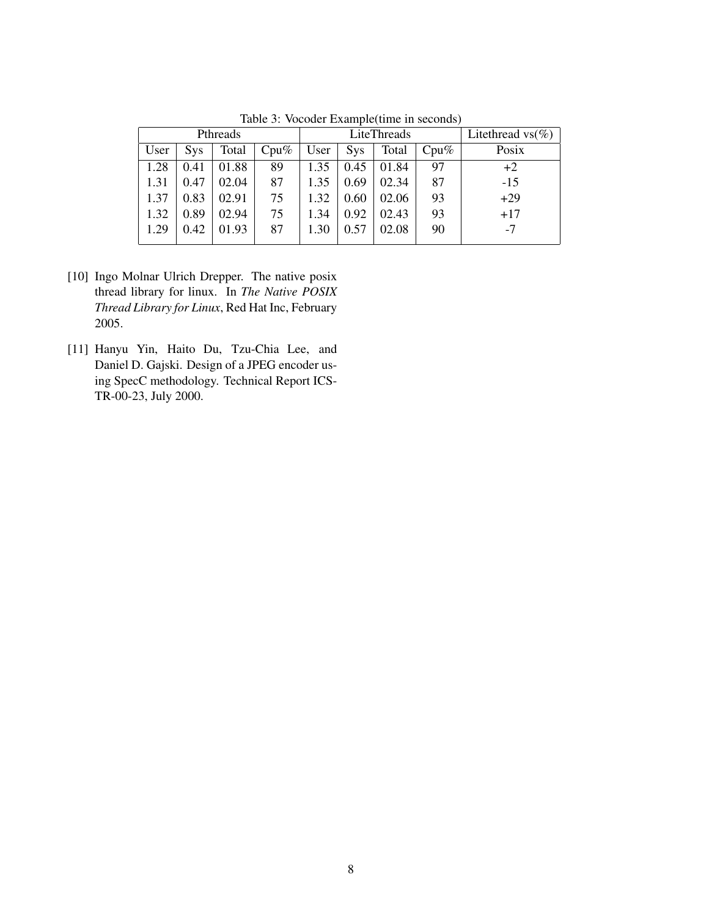Table 3: Vocoder Example(time in seconds)

| Pthreads | | | | LiteThreads | | | | Litethread vs(%) |
|---|---|---|---|---|---|---|---|---|
| User | Sys | Total | Cpu% | User | Sys | Total | Cpu% | Posix |
| 1.28 | 0.41 | 01.88 | 89 | 1.35 | 0.45 | 01.84 | 97 | +2 |
| 1.31 | 0.47 | 02.04 | 87 | 1.35 | 0.69 | 02.34 | 87 | -15 |
| 1.37 | 0.83 | 02.91 | 75 | 1.32 | 0.60 | 02.06 | 93 | +29 |
| 1.32 | 0.89 | 02.94 | 75 | 1.34 | 0.92 | 02.43 | 93 | +17 |
| 1.29 | 0.42 | 01.93 | 87 | 1.30 | 0.57 | 02.08 | 90 | -7 |

[10] Ingo Molnar Ulrich Drepper. The native posix thread library for linux. In *The Native POSIX Thread Library for Linux*, Red Hat Inc, February 2005.

[11] Hanyu Yin, Haito Du, Tzu-Chia Lee, and Daniel D. Gajski. Design of a JPEG encoder using SpecC methodology. Technical Report ICS-TR-00-23, July 2000.